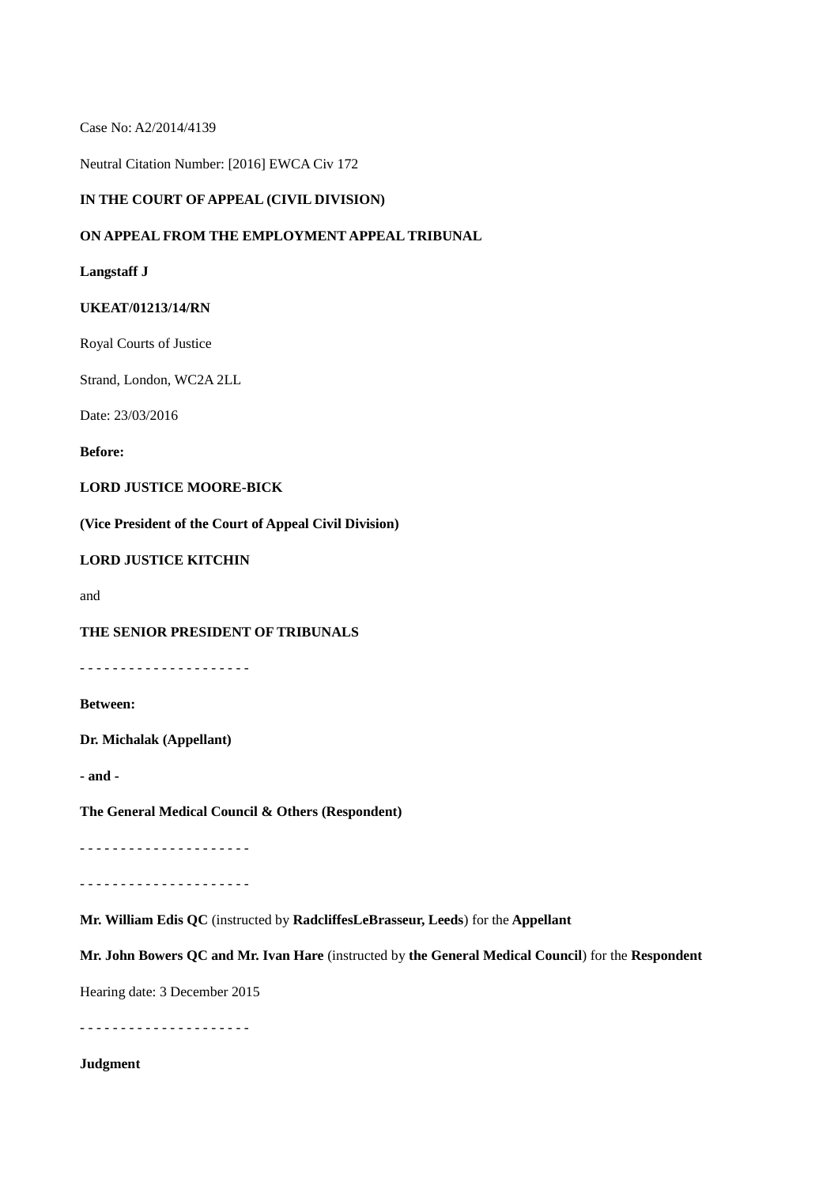Case No: A2/2014/4139

Neutral Citation Number: [2016] EWCA Civ 172

**IN THE COURT OF APPEAL (CIVIL DIVISION)**

**ON APPEAL FROM THE EMPLOYMENT APPEAL TRIBUNAL**

**Langstaff J**

**UKEAT/01213/14/RN**

Royal Courts of Justice

Strand, London, WC2A 2LL

Date: 23/03/2016

**Before:**

**LORD JUSTICE MOORE-BICK**

**(Vice President of the Court of Appeal Civil Division)**

**LORD JUSTICE KITCHIN**

and

**THE SENIOR PRESIDENT OF TRIBUNALS**

- - - - - - - - - - - - - - - - - - - - -

**Between:**

**Dr. Michalak (Appellant)**

**- and -**

**The General Medical Council & Others (Respondent)**

- - - - - - - - - - - - - - - - - - - - -

- - - - - - - - - - - - - - - - - - - - -

**Mr. William Edis QC** (instructed by **RadcliffesLeBrasseur, Leeds**) for the **Appellant**

**Mr. John Bowers QC and Mr. Ivan Hare** (instructed by **the General Medical Council**) for the **Respondent**

Hearing date: 3 December 2015

- - - - - - - - - - - - - - - - - - - - -

**Judgment**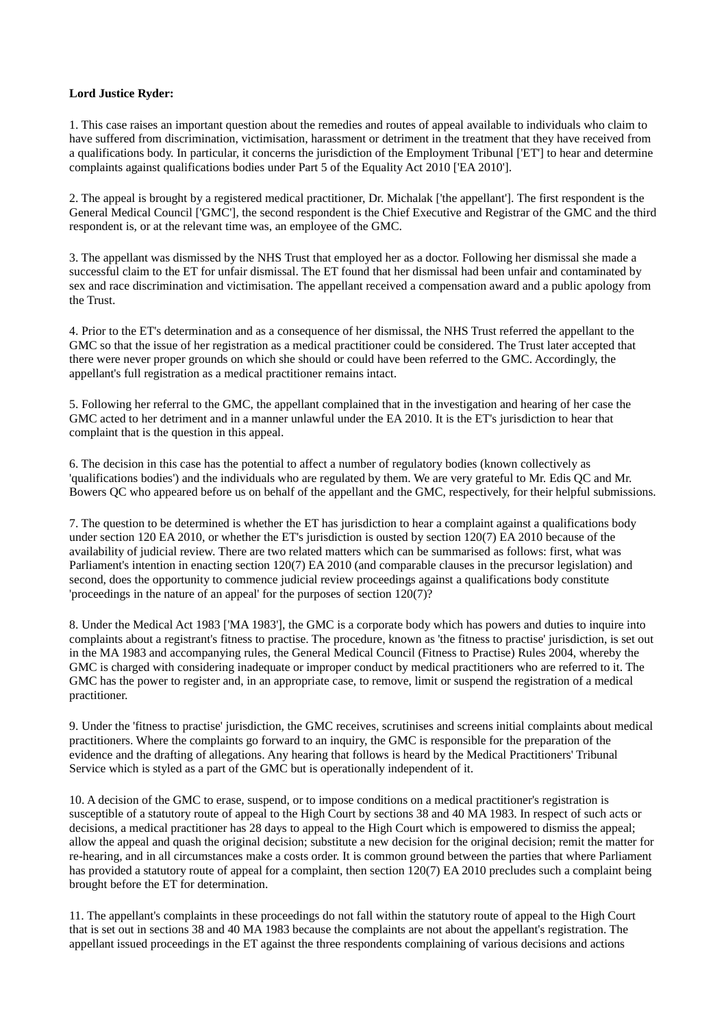**Lord Justice Ryder:**

1. This case raises an important question about the remedies and routes of appeal available to individuals who claim to have suffered from discrimination, victimisation, harassment or detriment in the treatment that they have received from a qualifications body. In particular, it concerns the jurisdiction of the Employment Tribunal ['ET'] to hear and determine complaints against qualifications bodies under Part 5 of the Equality Act 2010 ['EA 2010'].

2. The appeal is brought by a registered medical practitioner, Dr. Michalak ['the appellant']. The first respondent is the General Medical Council ['GMC'], the second respondent is the Chief Executive and Registrar of the GMC and the third respondent is, or at the relevant time was, an employee of the GMC.

3. The appellant was dismissed by the NHS Trust that employed her as a doctor. Following her dismissal she made a successful claim to the ET for unfair dismissal. The ET found that her dismissal had been unfair and contaminated by sex and race discrimination and victimisation. The appellant received a compensation award and a public apology from the Trust.

4. Prior to the ET's determination and as a consequence of her dismissal, the NHS Trust referred the appellant to the GMC so that the issue of her registration as a medical practitioner could be considered. The Trust later accepted that there were never proper grounds on which she should or could have been referred to the GMC. Accordingly, the appellant's full registration as a medical practitioner remains intact.

5. Following her referral to the GMC, the appellant complained that in the investigation and hearing of her case the GMC acted to her detriment and in a manner unlawful under the EA 2010. It is the ET's jurisdiction to hear that complaint that is the question in this appeal.

6. The decision in this case has the potential to affect a number of regulatory bodies (known collectively as 'qualifications bodies') and the individuals who are regulated by them. We are very grateful to Mr. Edis QC and Mr. Bowers QC who appeared before us on behalf of the appellant and the GMC, respectively, for their helpful submissions.

7. The question to be determined is whether the ET has jurisdiction to hear a complaint against a qualifications body under section 120 EA 2010, or whether the ET's jurisdiction is ousted by section 120(7) EA 2010 because of the availability of judicial review. There are two related matters which can be summarised as follows: first, what was Parliament's intention in enacting section 120(7) EA 2010 (and comparable clauses in the precursor legislation) and second, does the opportunity to commence judicial review proceedings against a qualifications body constitute 'proceedings in the nature of an appeal' for the purposes of section 120(7)?

8. Under the Medical Act 1983 ['MA 1983'], the GMC is a corporate body which has powers and duties to inquire into complaints about a registrant's fitness to practise. The procedure, known as 'the fitness to practise' jurisdiction, is set out in the MA 1983 and accompanying rules, the General Medical Council (Fitness to Practise) Rules 2004, whereby the GMC is charged with considering inadequate or improper conduct by medical practitioners who are referred to it. The GMC has the power to register and, in an appropriate case, to remove, limit or suspend the registration of a medical practitioner.

9. Under the 'fitness to practise' jurisdiction, the GMC receives, scrutinises and screens initial complaints about medical practitioners. Where the complaints go forward to an inquiry, the GMC is responsible for the preparation of the evidence and the drafting of allegations. Any hearing that follows is heard by the Medical Practitioners' Tribunal Service which is styled as a part of the GMC but is operationally independent of it.

10. A decision of the GMC to erase, suspend, or to impose conditions on a medical practitioner's registration is susceptible of a statutory route of appeal to the High Court by sections 38 and 40 MA 1983. In respect of such acts or decisions, a medical practitioner has 28 days to appeal to the High Court which is empowered to dismiss the appeal; allow the appeal and quash the original decision; substitute a new decision for the original decision; remit the matter for re-hearing, and in all circumstances make a costs order. It is common ground between the parties that where Parliament has provided a statutory route of appeal for a complaint, then section 120(7) EA 2010 precludes such a complaint being brought before the ET for determination.

11. The appellant's complaints in these proceedings do not fall within the statutory route of appeal to the High Court that is set out in sections 38 and 40 MA 1983 because the complaints are not about the appellant's registration. The appellant issued proceedings in the ET against the three respondents complaining of various decisions and actions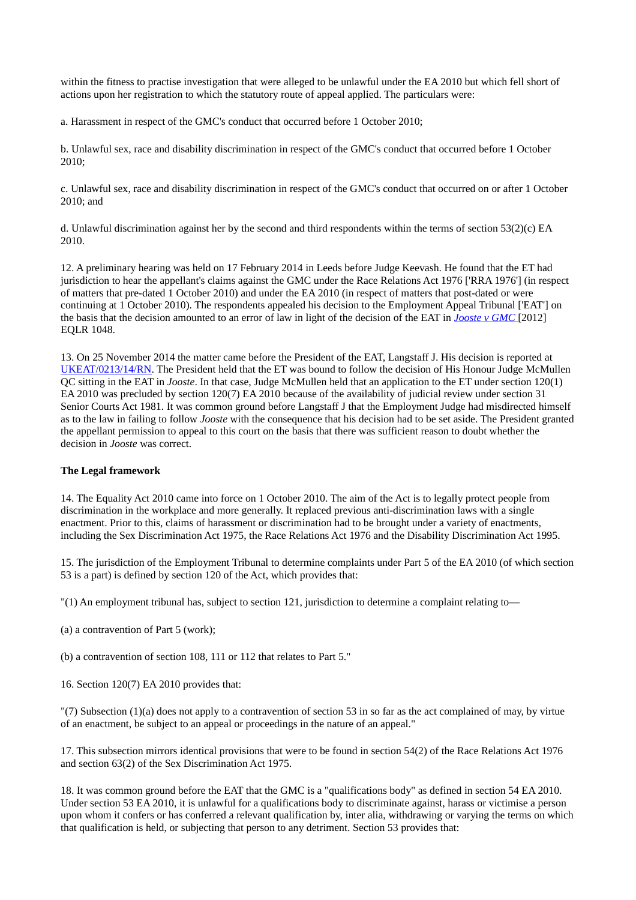within the fitness to practise investigation that were alleged to be unlawful under the EA 2010 but which fell short of actions upon her registration to which the statutory route of appeal applied. The particulars were:

a. Harassment in respect of the GMC's conduct that occurred before 1 October 2010;

b. Unlawful sex, race and disability discrimination in respect of the GMC's conduct that occurred before 1 October 2010;

c. Unlawful sex, race and disability discrimination in respect of the GMC's conduct that occurred on or after 1 October 2010; and

d. Unlawful discrimination against her by the second and third respondents within the terms of section 53(2)(c) EA 2010.

12. A preliminary hearing was held on 17 February 2014 in Leeds before Judge Keevash. He found that the ET had jurisdiction to hear the appellant's claims against the GMC under the Race Relations Act 1976 ['RRA 1976'] (in respect of matters that pre-dated 1 October 2010) and under the EA 2010 (in respect of matters that post-dated or were continuing at 1 October 2010). The respondents appealed his decision to the Employment Appeal Tribunal ['EAT'] on the basis that the decision amounted to an error of law in light of the decision of the EAT in *Jooste v GMC* [2012] EQLR 1048.

13. On 25 November 2014 the matter came before the President of the EAT, Langstaff J. His decision is reported at UKEAT/0213/14/RN. The President held that the ET was bound to follow the decision of His Honour Judge McMullen QC sitting in the EAT in *Jooste*. In that case, Judge McMullen held that an application to the ET under section 120(1) EA 2010 was precluded by section 120(7) EA 2010 because of the availability of judicial review under section 31 Senior Courts Act 1981. It was common ground before Langstaff J that the Employment Judge had misdirected himself as to the law in failing to follow *Jooste* with the consequence that his decision had to be set aside. The President granted the appellant permission to appeal to this court on the basis that there was sufficient reason to doubt whether the decision in *Jooste* was correct.

**The Legal framework**

14. The Equality Act 2010 came into force on 1 October 2010. The aim of the Act is to legally protect people from discrimination in the workplace and more generally. It replaced previous anti-discrimination laws with a single enactment. Prior to this, claims of harassment or discrimination had to be brought under a variety of enactments, including the Sex Discrimination Act 1975, the Race Relations Act 1976 and the Disability Discrimination Act 1995.

15. The jurisdiction of the Employment Tribunal to determine complaints under Part 5 of the EA 2010 (of which section 53 is a part) is defined by section 120 of the Act, which provides that:

"(1) An employment tribunal has, subject to section 121, jurisdiction to determine a complaint relating to—

(a) a contravention of Part 5 (work);

(b) a contravention of section 108, 111 or 112 that relates to Part 5."

16. Section 120(7) EA 2010 provides that:

"(7) Subsection (1)(a) does not apply to a contravention of section 53 in so far as the act complained of may, by virtue of an enactment, be subject to an appeal or proceedings in the nature of an appeal."

17. This subsection mirrors identical provisions that were to be found in section 54(2) of the Race Relations Act 1976 and section 63(2) of the Sex Discrimination Act 1975.

18. It was common ground before the EAT that the GMC is a "qualifications body" as defined in section 54 EA 2010. Under section 53 EA 2010, it is unlawful for a qualifications body to discriminate against, harass or victimise a person upon whom it confers or has conferred a relevant qualification by, inter alia, withdrawing or varying the terms on which that qualification is held, or subjecting that person to any detriment. Section 53 provides that: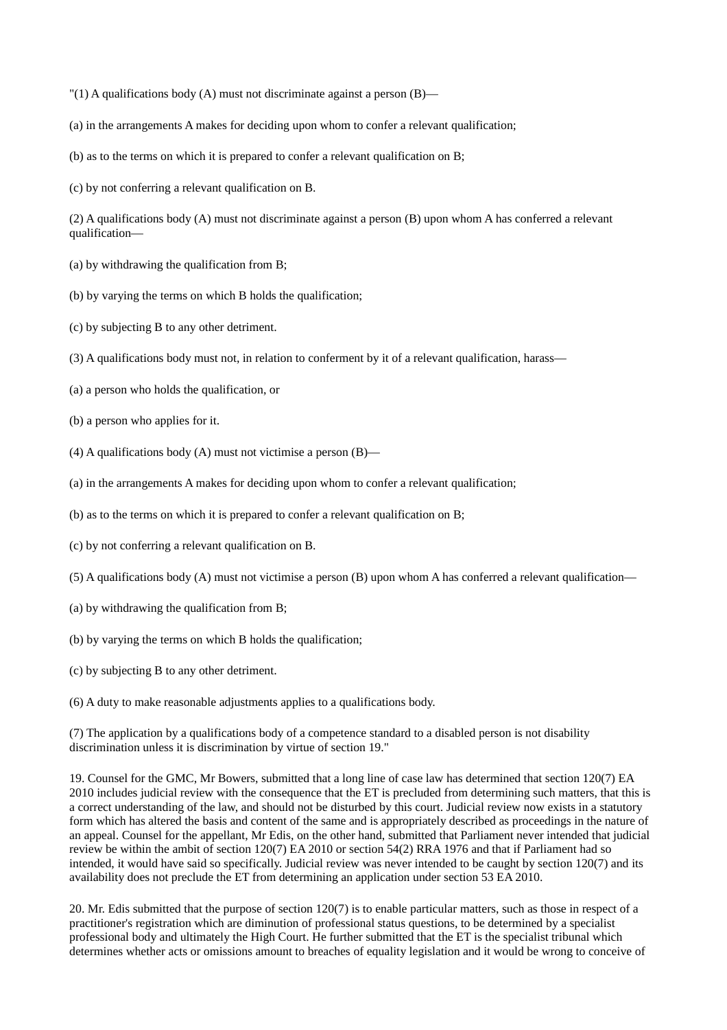"(1) A qualifications body (A) must not discriminate against a person (B)—

(a) in the arrangements A makes for deciding upon whom to confer a relevant qualification;

(b) as to the terms on which it is prepared to confer a relevant qualification on B;

(c) by not conferring a relevant qualification on B.

(2) A qualifications body (A) must not discriminate against a person (B) upon whom A has conferred a relevant qualification—

(a) by withdrawing the qualification from B;

(b) by varying the terms on which B holds the qualification;

(c) by subjecting B to any other detriment.

(3) A qualifications body must not, in relation to conferment by it of a relevant qualification, harass—

(a) a person who holds the qualification, or

(b) a person who applies for it.

(4) A qualifications body (A) must not victimise a person (B)—

(a) in the arrangements A makes for deciding upon whom to confer a relevant qualification;

(b) as to the terms on which it is prepared to confer a relevant qualification on B;

(c) by not conferring a relevant qualification on B.

(5) A qualifications body (A) must not victimise a person (B) upon whom A has conferred a relevant qualification—

(a) by withdrawing the qualification from B;

(b) by varying the terms on which B holds the qualification;

(c) by subjecting B to any other detriment.

(6) A duty to make reasonable adjustments applies to a qualifications body.

(7) The application by a qualifications body of a competence standard to a disabled person is not disability discrimination unless it is discrimination by virtue of section 19."

19. Counsel for the GMC, Mr Bowers, submitted that a long line of case law has determined that section 120(7) EA 2010 includes judicial review with the consequence that the ET is precluded from determining such matters, that this is a correct understanding of the law, and should not be disturbed by this court. Judicial review now exists in a statutory form which has altered the basis and content of the same and is appropriately described as proceedings in the nature of an appeal. Counsel for the appellant, Mr Edis, on the other hand, submitted that Parliament never intended that judicial review be within the ambit of section 120(7) EA 2010 or section 54(2) RRA 1976 and that if Parliament had so intended, it would have said so specifically. Judicial review was never intended to be caught by section 120(7) and its availability does not preclude the ET from determining an application under section 53 EA 2010.

20. Mr. Edis submitted that the purpose of section 120(7) is to enable particular matters, such as those in respect of a practitioner's registration which are diminution of professional status questions, to be determined by a specialist professional body and ultimately the High Court. He further submitted that the ET is the specialist tribunal which determines whether acts or omissions amount to breaches of equality legislation and it would be wrong to conceive of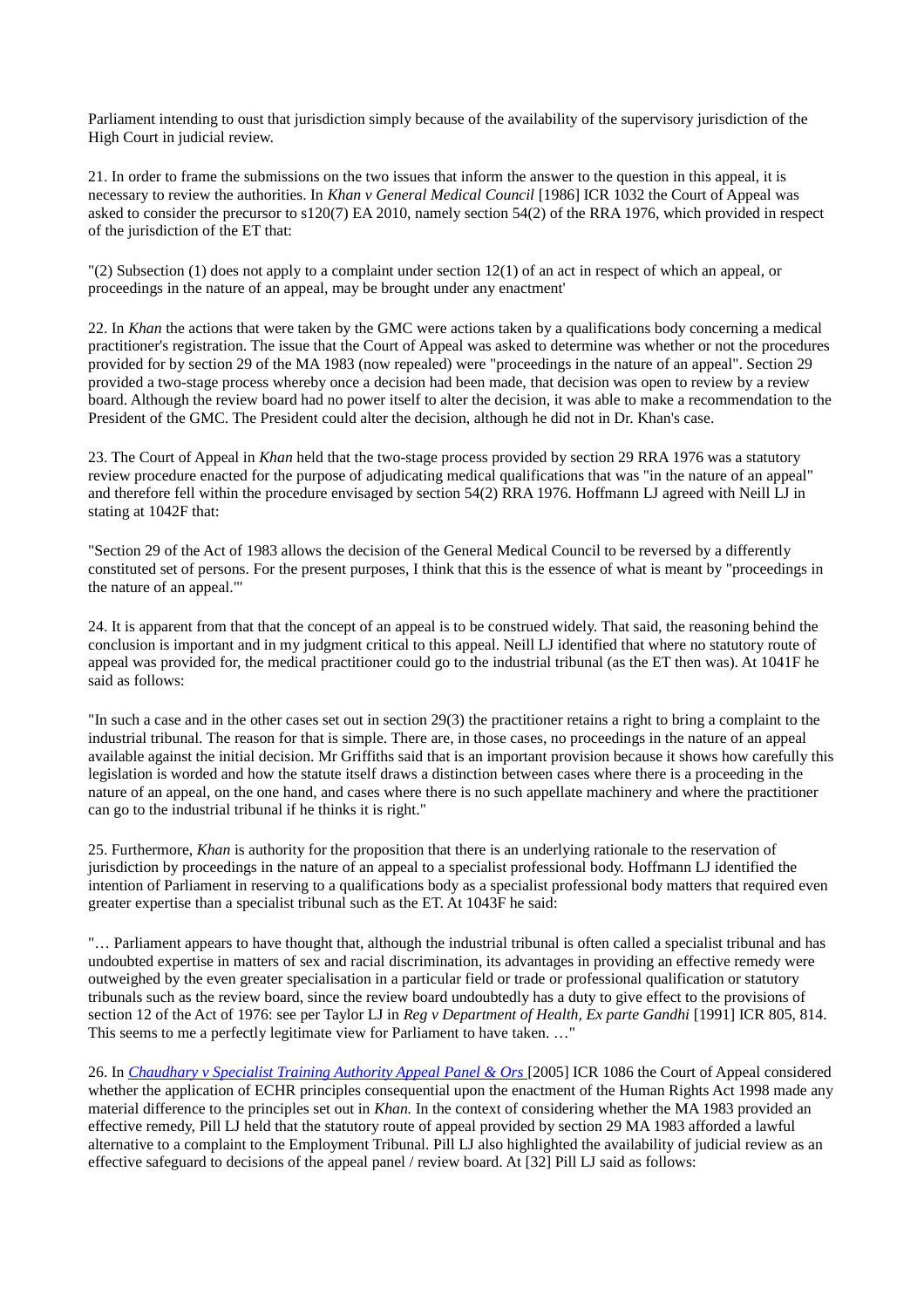Parliament intending to oust that jurisdiction simply because of the availability of the supervisory jurisdiction of the High Court in judicial review.

21. In order to frame the submissions on the two issues that inform the answer to the question in this appeal, it is necessary to review the authorities. In *Khan v General Medical Council* [1986] ICR 1032 the Court of Appeal was asked to consider the precursor to s120(7) EA 2010, namely section 54(2) of the RRA 1976, which provided in respect of the jurisdiction of the ET that:

"(2) Subsection (1) does not apply to a complaint under section 12(1) of an act in respect of which an appeal, or proceedings in the nature of an appeal, may be brought under any enactment'

22. In *Khan* the actions that were taken by the GMC were actions taken by a qualifications body concerning a medical practitioner's registration. The issue that the Court of Appeal was asked to determine was whether or not the procedures provided for by section 29 of the MA 1983 (now repealed) were "proceedings in the nature of an appeal". Section 29 provided a two-stage process whereby once a decision had been made, that decision was open to review by a review board. Although the review board had no power itself to alter the decision, it was able to make a recommendation to the President of the GMC. The President could alter the decision, although he did not in Dr. Khan's case.

23. The Court of Appeal in *Khan* held that the two-stage process provided by section 29 RRA 1976 was a statutory review procedure enacted for the purpose of adjudicating medical qualifications that was "in the nature of an appeal" and therefore fell within the procedure envisaged by section 54(2) RRA 1976. Hoffmann LJ agreed with Neill LJ in stating at 1042F that:

"Section 29 of the Act of 1983 allows the decision of the General Medical Council to be reversed by a differently constituted set of persons. For the present purposes, I think that this is the essence of what is meant by "proceedings in the nature of an appeal."'

24. It is apparent from that that the concept of an appeal is to be construed widely. That said, the reasoning behind the conclusion is important and in my judgment critical to this appeal. Neill LJ identified that where no statutory route of appeal was provided for, the medical practitioner could go to the industrial tribunal (as the ET then was). At 1041F he said as follows:

"In such a case and in the other cases set out in section 29(3) the practitioner retains a right to bring a complaint to the industrial tribunal. The reason for that is simple. There are, in those cases, no proceedings in the nature of an appeal available against the initial decision. Mr Griffiths said that is an important provision because it shows how carefully this legislation is worded and how the statute itself draws a distinction between cases where there is a proceeding in the nature of an appeal, on the one hand, and cases where there is no such appellate machinery and where the practitioner can go to the industrial tribunal if he thinks it is right."

25. Furthermore, *Khan* is authority for the proposition that there is an underlying rationale to the reservation of jurisdiction by proceedings in the nature of an appeal to a specialist professional body. Hoffmann LJ identified the intention of Parliament in reserving to a qualifications body as a specialist professional body matters that required even greater expertise than a specialist tribunal such as the ET. At 1043F he said:

"… Parliament appears to have thought that, although the industrial tribunal is often called a specialist tribunal and has undoubted expertise in matters of sex and racial discrimination, its advantages in providing an effective remedy were outweighed by the even greater specialisation in a particular field or trade or professional qualification or statutory tribunals such as the review board, since the review board undoubtedly has a duty to give effect to the provisions of section 12 of the Act of 1976: see per Taylor LJ in *Reg v Department of Health, Ex parte Gandhi* [1991] ICR 805, 814. This seems to me a perfectly legitimate view for Parliament to have taken. …"

26. In *Chaudhary v Specialist Training Authority Appeal Panel & Ors* [2005] ICR 1086 the Court of Appeal considered whether the application of ECHR principles consequential upon the enactment of the Human Rights Act 1998 made any material difference to the principles set out in *Khan.* In the context of considering whether the MA 1983 provided an effective remedy, Pill LJ held that the statutory route of appeal provided by section 29 MA 1983 afforded a lawful alternative to a complaint to the Employment Tribunal. Pill LJ also highlighted the availability of judicial review as an effective safeguard to decisions of the appeal panel / review board. At [32] Pill LJ said as follows: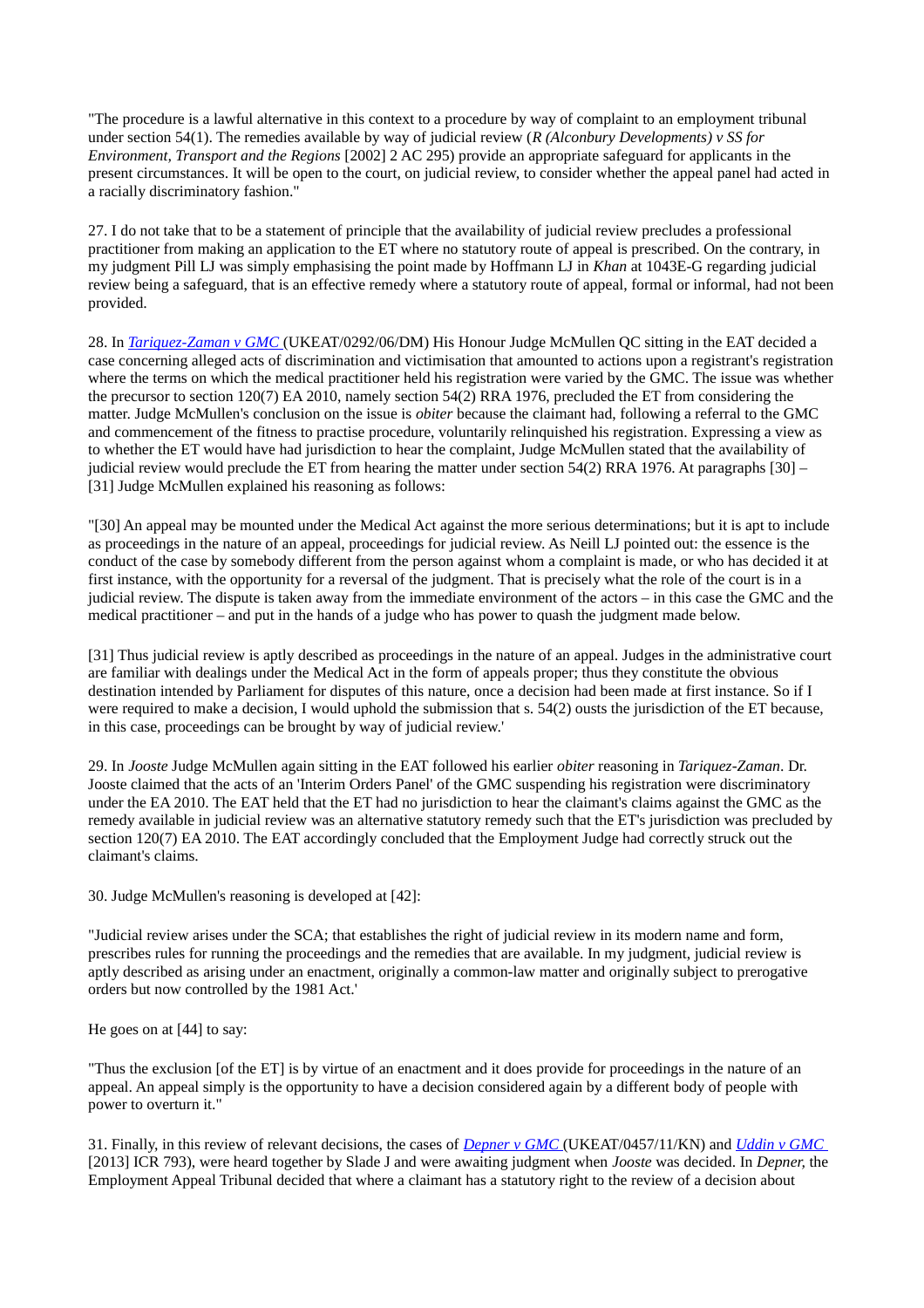"The procedure is a lawful alternative in this context to a procedure by way of complaint to an employment tribunal under section 54(1). The remedies available by way of judicial review (*R (Alconbury Developments) v SS for Environment, Transport and the Regions* [2002] 2 AC 295) provide an appropriate safeguard for applicants in the present circumstances. It will be open to the court, on judicial review, to consider whether the appeal panel had acted in a racially discriminatory fashion."

27. I do not take that to be a statement of principle that the availability of judicial review precludes a professional practitioner from making an application to the ET where no statutory route of appeal is prescribed. On the contrary, in my judgment Pill LJ was simply emphasising the point made by Hoffmann LJ in *Khan* at 1043E-G regarding judicial review being a safeguard, that is an effective remedy where a statutory route of appeal, formal or informal, had not been provided.

28. In *Tariquez-Zaman v GMC* (UKEAT/0292/06/DM) His Honour Judge McMullen QC sitting in the EAT decided a case concerning alleged acts of discrimination and victimisation that amounted to actions upon a registrant's registration where the terms on which the medical practitioner held his registration were varied by the GMC. The issue was whether the precursor to section 120(7) EA 2010, namely section 54(2) RRA 1976, precluded the ET from considering the matter. Judge McMullen's conclusion on the issue is *obiter* because the claimant had, following a referral to the GMC and commencement of the fitness to practise procedure, voluntarily relinquished his registration. Expressing a view as to whether the ET would have had jurisdiction to hear the complaint, Judge McMullen stated that the availability of judicial review would preclude the ET from hearing the matter under section 54(2) RRA 1976. At paragraphs [30] – [31] Judge McMullen explained his reasoning as follows:

"[30] An appeal may be mounted under the Medical Act against the more serious determinations; but it is apt to include as proceedings in the nature of an appeal, proceedings for judicial review. As Neill LJ pointed out: the essence is the conduct of the case by somebody different from the person against whom a complaint is made, or who has decided it at first instance, with the opportunity for a reversal of the judgment. That is precisely what the role of the court is in a judicial review. The dispute is taken away from the immediate environment of the actors – in this case the GMC and the medical practitioner – and put in the hands of a judge who has power to quash the judgment made below.

[31] Thus judicial review is aptly described as proceedings in the nature of an appeal. Judges in the administrative court are familiar with dealings under the Medical Act in the form of appeals proper; thus they constitute the obvious destination intended by Parliament for disputes of this nature, once a decision had been made at first instance. So if I were required to make a decision, I would uphold the submission that s. 54(2) ousts the jurisdiction of the ET because, in this case, proceedings can be brought by way of judicial review.'

29. In *Jooste* Judge McMullen again sitting in the EAT followed his earlier *obiter* reasoning in *Tariquez-Zaman*. Dr. Jooste claimed that the acts of an 'Interim Orders Panel' of the GMC suspending his registration were discriminatory under the EA 2010. The EAT held that the ET had no jurisdiction to hear the claimant's claims against the GMC as the remedy available in judicial review was an alternative statutory remedy such that the ET's jurisdiction was precluded by section 120(7) EA 2010. The EAT accordingly concluded that the Employment Judge had correctly struck out the claimant's claims.

30. Judge McMullen's reasoning is developed at [42]:

"Judicial review arises under the SCA; that establishes the right of judicial review in its modern name and form, prescribes rules for running the proceedings and the remedies that are available. In my judgment, judicial review is aptly described as arising under an enactment, originally a common-law matter and originally subject to prerogative orders but now controlled by the 1981 Act.'

He goes on at [44] to say:

"Thus the exclusion [of the ET] is by virtue of an enactment and it does provide for proceedings in the nature of an appeal. An appeal simply is the opportunity to have a decision considered again by a different body of people with power to overturn it."

31. Finally, in this review of relevant decisions, the cases of *Depner v GMC* (UKEAT/0457/11/KN) and *Uddin v GMC* [2013] ICR 793), were heard together by Slade J and were awaiting judgment when *Jooste* was decided. In *Depner*, the Employment Appeal Tribunal decided that where a claimant has a statutory right to the review of a decision about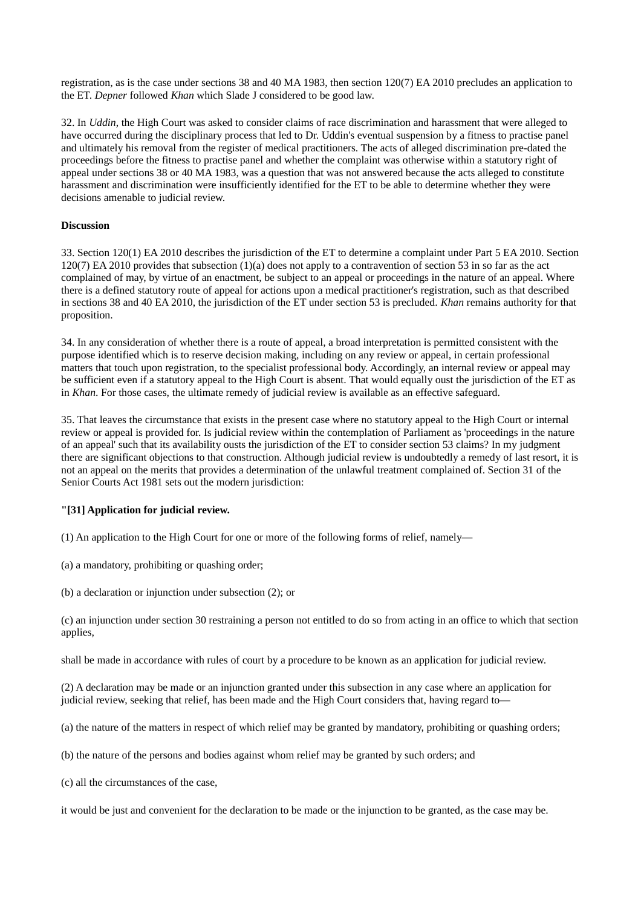registration, as is the case under sections 38 and 40 MA 1983, then section 120(7) EA 2010 precludes an application to the ET. *Depner* followed *Khan* which Slade J considered to be good law.

32. In *Uddin*, the High Court was asked to consider claims of race discrimination and harassment that were alleged to have occurred during the disciplinary process that led to Dr. Uddin's eventual suspension by a fitness to practise panel and ultimately his removal from the register of medical practitioners. The acts of alleged discrimination pre-dated the proceedings before the fitness to practise panel and whether the complaint was otherwise within a statutory right of appeal under sections 38 or 40 MA 1983, was a question that was not answered because the acts alleged to constitute harassment and discrimination were insufficiently identified for the ET to be able to determine whether they were decisions amenable to judicial review.

**Discussion**

33. Section 120(1) EA 2010 describes the jurisdiction of the ET to determine a complaint under Part 5 EA 2010. Section 120(7) EA 2010 provides that subsection (1)(a) does not apply to a contravention of section 53 in so far as the act complained of may, by virtue of an enactment, be subject to an appeal or proceedings in the nature of an appeal. Where there is a defined statutory route of appeal for actions upon a medical practitioner's registration, such as that described in sections 38 and 40 EA 2010, the jurisdiction of the ET under section 53 is precluded. *Khan* remains authority for that proposition.

34. In any consideration of whether there is a route of appeal, a broad interpretation is permitted consistent with the purpose identified which is to reserve decision making, including on any review or appeal, in certain professional matters that touch upon registration, to the specialist professional body. Accordingly, an internal review or appeal may be sufficient even if a statutory appeal to the High Court is absent. That would equally oust the jurisdiction of the ET as in *Khan*. For those cases, the ultimate remedy of judicial review is available as an effective safeguard.

35. That leaves the circumstance that exists in the present case where no statutory appeal to the High Court or internal review or appeal is provided for. Is judicial review within the contemplation of Parliament as 'proceedings in the nature of an appeal' such that its availability ousts the jurisdiction of the ET to consider section 53 claims? In my judgment there are significant objections to that construction. Although judicial review is undoubtedly a remedy of last resort, it is not an appeal on the merits that provides a determination of the unlawful treatment complained of. Section 31 of the Senior Courts Act 1981 sets out the modern jurisdiction:

**"[31] Application for judicial review.**

(1) An application to the High Court for one or more of the following forms of relief, namely—

(a) a mandatory, prohibiting or quashing order;

(b) a declaration or injunction under subsection (2); or

(c) an injunction under section 30 restraining a person not entitled to do so from acting in an office to which that section applies,

shall be made in accordance with rules of court by a procedure to be known as an application for judicial review.

(2) A declaration may be made or an injunction granted under this subsection in any case where an application for judicial review, seeking that relief, has been made and the High Court considers that, having regard to—

(a) the nature of the matters in respect of which relief may be granted by mandatory, prohibiting or quashing orders;

(b) the nature of the persons and bodies against whom relief may be granted by such orders; and

(c) all the circumstances of the case,

it would be just and convenient for the declaration to be made or the injunction to be granted, as the case may be.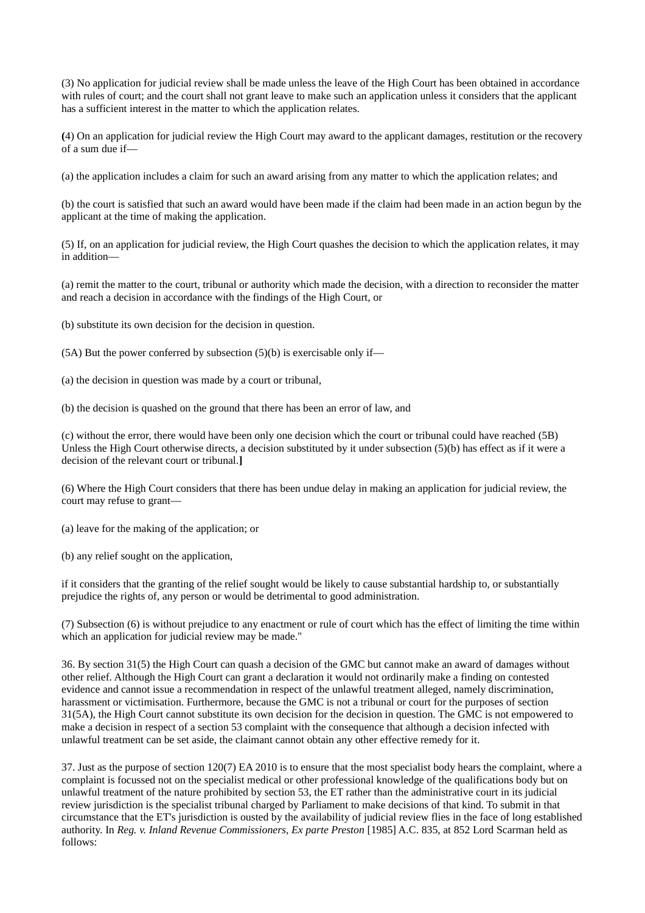(3) No application for judicial review shall be made unless the leave of the High Court has been obtained in accordance with rules of court; and the court shall not grant leave to make such an application unless it considers that the applicant has a sufficient interest in the matter to which the application relates.

**(**4) On an application for judicial review the High Court may award to the applicant damages, restitution or the recovery of a sum due if—

(a) the application includes a claim for such an award arising from any matter to which the application relates; and

(b) the court is satisfied that such an award would have been made if the claim had been made in an action begun by the applicant at the time of making the application.

(5) If, on an application for judicial review, the High Court quashes the decision to which the application relates, it may in addition—

(a) remit the matter to the court, tribunal or authority which made the decision, with a direction to reconsider the matter and reach a decision in accordance with the findings of the High Court, or

(b) substitute its own decision for the decision in question.

(5A) But the power conferred by subsection (5)(b) is exercisable only if—

(a) the decision in question was made by a court or tribunal,

(b) the decision is quashed on the ground that there has been an error of law, and

(c) without the error, there would have been only one decision which the court or tribunal could have reached (5B) Unless the High Court otherwise directs, a decision substituted by it under subsection (5)(b) has effect as if it were a decision of the relevant court or tribunal.**]**

(6) Where the High Court considers that there has been undue delay in making an application for judicial review, the court may refuse to grant—

(a) leave for the making of the application; or

(b) any relief sought on the application,

if it considers that the granting of the relief sought would be likely to cause substantial hardship to, or substantially prejudice the rights of, any person or would be detrimental to good administration.

(7) Subsection (6) is without prejudice to any enactment or rule of court which has the effect of limiting the time within which an application for judicial review may be made."

36. By section 31(5) the High Court can quash a decision of the GMC but cannot make an award of damages without other relief. Although the High Court can grant a declaration it would not ordinarily make a finding on contested evidence and cannot issue a recommendation in respect of the unlawful treatment alleged, namely discrimination, harassment or victimisation. Furthermore, because the GMC is not a tribunal or court for the purposes of section 31(5A), the High Court cannot substitute its own decision for the decision in question. The GMC is not empowered to make a decision in respect of a section 53 complaint with the consequence that although a decision infected with unlawful treatment can be set aside, the claimant cannot obtain any other effective remedy for it.

37. Just as the purpose of section 120(7) EA 2010 is to ensure that the most specialist body hears the complaint, where a complaint is focussed not on the specialist medical or other professional knowledge of the qualifications body but on unlawful treatment of the nature prohibited by section 53, the ET rather than the administrative court in its judicial review jurisdiction is the specialist tribunal charged by Parliament to make decisions of that kind. To submit in that circumstance that the ET's jurisdiction is ousted by the availability of judicial review flies in the face of long established authority. In *Reg. v. Inland Revenue Commissioners, Ex parte Preston* [1985] A.C. 835, at 852 Lord Scarman held as follows: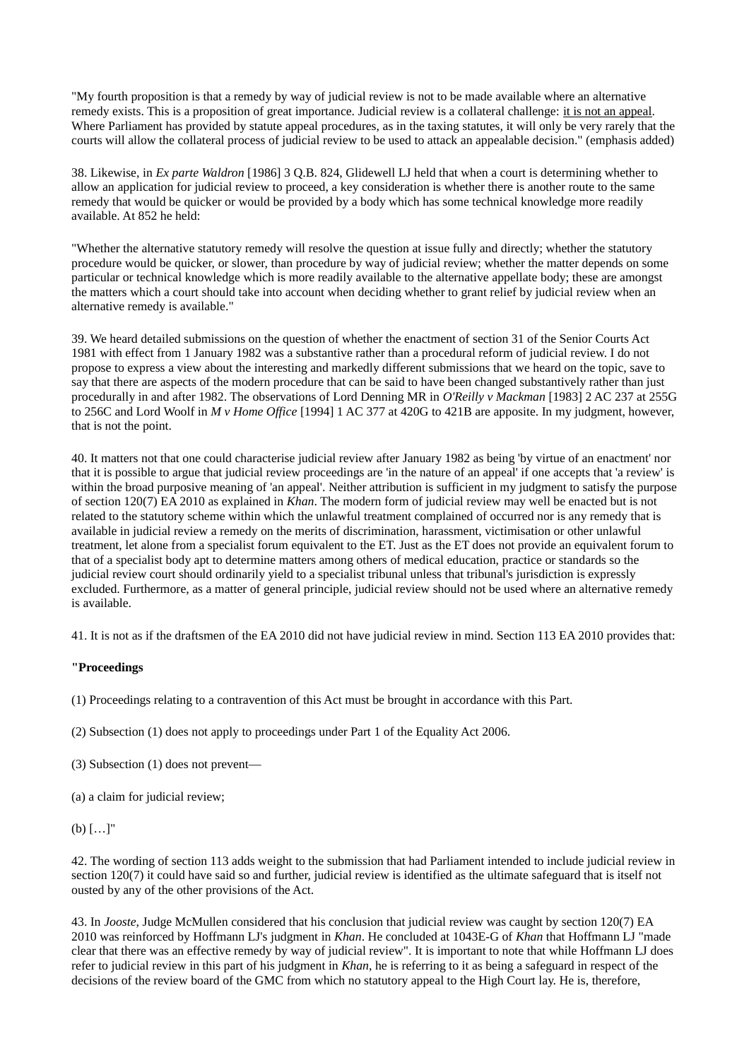"My fourth proposition is that a remedy by way of judicial review is not to be made available where an alternative remedy exists. This is a proposition of great importance. Judicial review is a collateral challenge: it is not an appeal. Where Parliament has provided by statute appeal procedures, as in the taxing statutes, it will only be very rarely that the courts will allow the collateral process of judicial review to be used to attack an appealable decision." (emphasis added)

38. Likewise, in *Ex parte Waldron* [1986] 3 Q.B. 824, Glidewell LJ held that when a court is determining whether to allow an application for judicial review to proceed, a key consideration is whether there is another route to the same remedy that would be quicker or would be provided by a body which has some technical knowledge more readily available. At 852 he held:

"Whether the alternative statutory remedy will resolve the question at issue fully and directly; whether the statutory procedure would be quicker, or slower, than procedure by way of judicial review; whether the matter depends on some particular or technical knowledge which is more readily available to the alternative appellate body; these are amongst the matters which a court should take into account when deciding whether to grant relief by judicial review when an alternative remedy is available."

39. We heard detailed submissions on the question of whether the enactment of section 31 of the Senior Courts Act 1981 with effect from 1 January 1982 was a substantive rather than a procedural reform of judicial review. I do not propose to express a view about the interesting and markedly different submissions that we heard on the topic, save to say that there are aspects of the modern procedure that can be said to have been changed substantively rather than just procedurally in and after 1982. The observations of Lord Denning MR in *O'Reilly v Mackman* [1983] 2 AC 237 at 255G to 256C and Lord Woolf in *M v Home Office* [1994] 1 AC 377 at 420G to 421B are apposite. In my judgment, however, that is not the point.

40. It matters not that one could characterise judicial review after January 1982 as being 'by virtue of an enactment' nor that it is possible to argue that judicial review proceedings are 'in the nature of an appeal' if one accepts that 'a review' is within the broad purposive meaning of 'an appeal'. Neither attribution is sufficient in my judgment to satisfy the purpose of section 120(7) EA 2010 as explained in *Khan*. The modern form of judicial review may well be enacted but is not related to the statutory scheme within which the unlawful treatment complained of occurred nor is any remedy that is available in judicial review a remedy on the merits of discrimination, harassment, victimisation or other unlawful treatment, let alone from a specialist forum equivalent to the ET. Just as the ET does not provide an equivalent forum to that of a specialist body apt to determine matters among others of medical education, practice or standards so the judicial review court should ordinarily yield to a specialist tribunal unless that tribunal's jurisdiction is expressly excluded. Furthermore, as a matter of general principle, judicial review should not be used where an alternative remedy is available.

41. It is not as if the draftsmen of the EA 2010 did not have judicial review in mind. Section 113 EA 2010 provides that:

**"Proceedings**

(1) Proceedings relating to a contravention of this Act must be brought in accordance with this Part.

(2) Subsection (1) does not apply to proceedings under Part 1 of the Equality Act 2006.

(3) Subsection (1) does not prevent—

(a) a claim for judicial review;

(b) […]"

42. The wording of section 113 adds weight to the submission that had Parliament intended to include judicial review in section 120(7) it could have said so and further, judicial review is identified as the ultimate safeguard that is itself not ousted by any of the other provisions of the Act.

43. In *Jooste*, Judge McMullen considered that his conclusion that judicial review was caught by section 120(7) EA 2010 was reinforced by Hoffmann LJ's judgment in *Khan*. He concluded at 1043E-G of *Khan* that Hoffmann LJ "made clear that there was an effective remedy by way of judicial review". It is important to note that while Hoffmann LJ does refer to judicial review in this part of his judgment in *Khan*, he is referring to it as being a safeguard in respect of the decisions of the review board of the GMC from which no statutory appeal to the High Court lay. He is, therefore,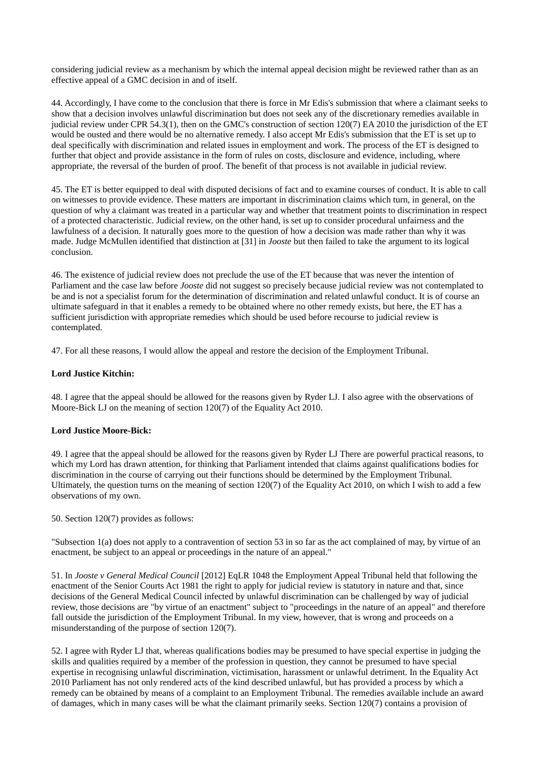considering judicial review as a mechanism by which the internal appeal decision might be reviewed rather than as an effective appeal of a GMC decision in and of itself.

44. Accordingly, I have come to the conclusion that there is force in Mr Edis's submission that where a claimant seeks to show that a decision involves unlawful discrimination but does not seek any of the discretionary remedies available in judicial review under CPR 54.3(1), then on the GMC's construction of section 120(7) EA 2010 the jurisdiction of the ET would be ousted and there would be no alternative remedy. I also accept Mr Edis's submission that the ET is set up to deal specifically with discrimination and related issues in employment and work. The process of the ET is designed to further that object and provide assistance in the form of rules on costs, disclosure and evidence, including, where appropriate, the reversal of the burden of proof. The benefit of that process is not available in judicial review.

45. The ET is better equipped to deal with disputed decisions of fact and to examine courses of conduct. It is able to call on witnesses to provide evidence. These matters are important in discrimination claims which turn, in general, on the question of why a claimant was treated in a particular way and whether that treatment points to discrimination in respect of a protected characteristic. Judicial review, on the other hand, is set up to consider procedural unfairness and the lawfulness of a decision. It naturally goes more to the question of how a decision was made rather than why it was made. Judge McMullen identified that distinction at [31] in *Jooste* but then failed to take the argument to its logical conclusion.

46. The existence of judicial review does not preclude the use of the ET because that was never the intention of Parliament and the case law before *Jooste* did not suggest so precisely because judicial review was not contemplated to be and is not a specialist forum for the determination of discrimination and related unlawful conduct. It is of course an ultimate safeguard in that it enables a remedy to be obtained where no other remedy exists, but here, the ET has a sufficient jurisdiction with appropriate remedies which should be used before recourse to judicial review is contemplated.

47. For all these reasons, I would allow the appeal and restore the decision of the Employment Tribunal.

**Lord Justice Kitchin:**

48. I agree that the appeal should be allowed for the reasons given by Ryder LJ. I also agree with the observations of Moore-Bick LJ on the meaning of section 120(7) of the Equality Act 2010.

**Lord Justice Moore-Bick:**

49. I agree that the appeal should be allowed for the reasons given by Ryder LJ There are powerful practical reasons, to which my Lord has drawn attention, for thinking that Parliament intended that claims against qualifications bodies for discrimination in the course of carrying out their functions should be determined by the Employment Tribunal. Ultimately, the question turns on the meaning of section 120(7) of the Equality Act 2010, on which I wish to add a few observations of my own.

50. Section 120(7) provides as follows:

"Subsection 1(a) does not apply to a contravention of section 53 in so far as the act complained of may, by virtue of an enactment, be subject to an appeal or proceedings in the nature of an appeal."

51. In *Jooste v General Medical Council* [2012] EqLR 1048 the Employment Appeal Tribunal held that following the enactment of the Senior Courts Act 1981 the right to apply for judicial review is statutory in nature and that, since decisions of the General Medical Council infected by unlawful discrimination can be challenged by way of judicial review, those decisions are "by virtue of an enactment" subject to "proceedings in the nature of an appeal" and therefore fall outside the jurisdiction of the Employment Tribunal. In my view, however, that is wrong and proceeds on a misunderstanding of the purpose of section 120(7).

52. I agree with Ryder LJ that, whereas qualifications bodies may be presumed to have special expertise in judging the skills and qualities required by a member of the profession in question, they cannot be presumed to have special expertise in recognising unlawful discrimination, victimisation, harassment or unlawful detriment. In the Equality Act 2010 Parliament has not only rendered acts of the kind described unlawful, but has provided a process by which a remedy can be obtained by means of a complaint to an Employment Tribunal. The remedies available include an award of damages, which in many cases will be what the claimant primarily seeks. Section 120(7) contains a provision of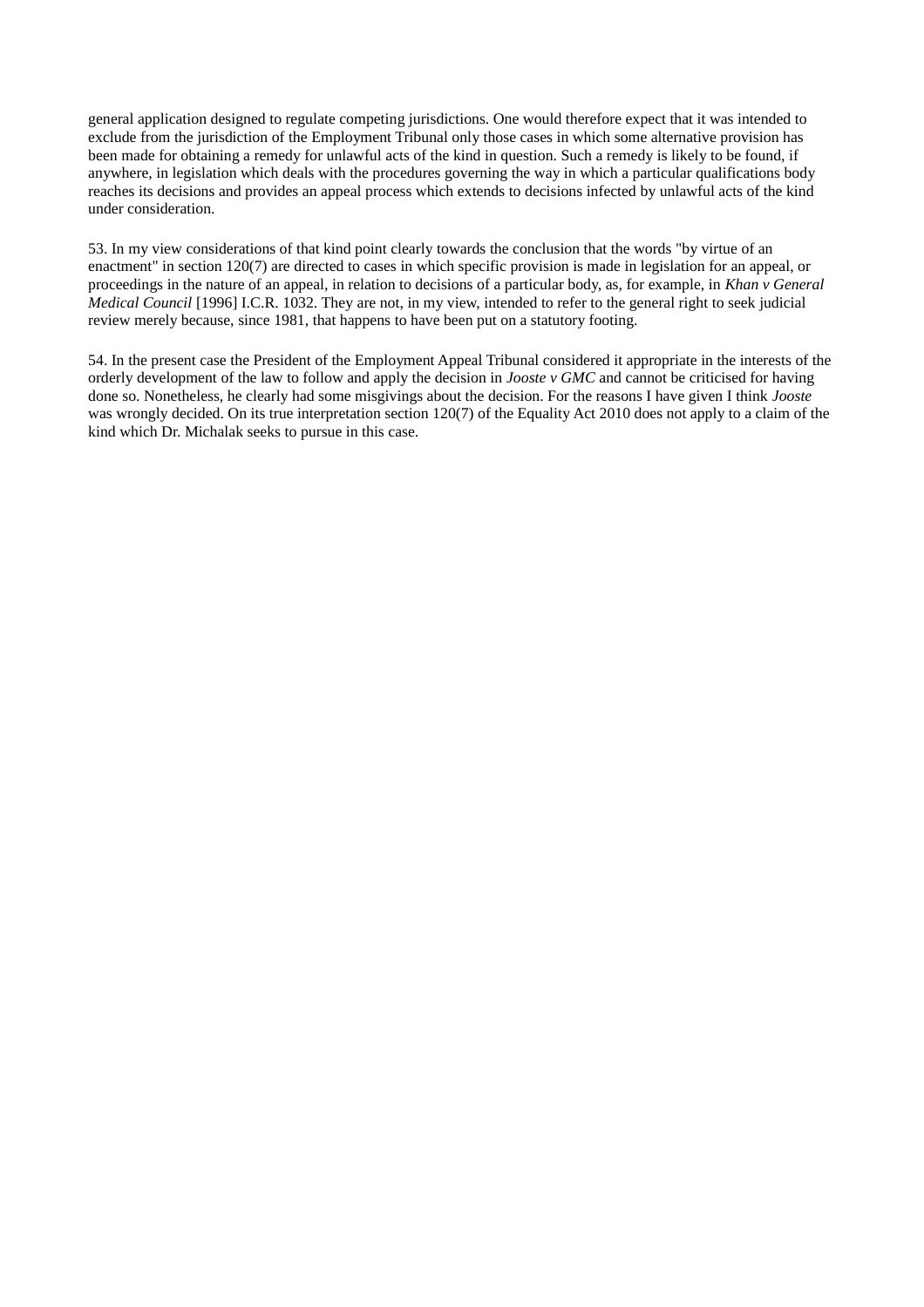general application designed to regulate competing jurisdictions. One would therefore expect that it was intended to exclude from the jurisdiction of the Employment Tribunal only those cases in which some alternative provision has been made for obtaining a remedy for unlawful acts of the kind in question. Such a remedy is likely to be found, if anywhere, in legislation which deals with the procedures governing the way in which a particular qualifications body reaches its decisions and provides an appeal process which extends to decisions infected by unlawful acts of the kind under consideration.

53. In my view considerations of that kind point clearly towards the conclusion that the words "by virtue of an enactment" in section 120(7) are directed to cases in which specific provision is made in legislation for an appeal, or proceedings in the nature of an appeal, in relation to decisions of a particular body, as, for example, in *Khan v General Medical Council* [1996] I.C.R. 1032. They are not, in my view, intended to refer to the general right to seek judicial review merely because, since 1981, that happens to have been put on a statutory footing.

54. In the present case the President of the Employment Appeal Tribunal considered it appropriate in the interests of the orderly development of the law to follow and apply the decision in *Jooste v GMC* and cannot be criticised for having done so. Nonetheless, he clearly had some misgivings about the decision. For the reasons I have given I think *Jooste* was wrongly decided. On its true interpretation section 120(7) of the Equality Act 2010 does not apply to a claim of the kind which Dr. Michalak seeks to pursue in this case.